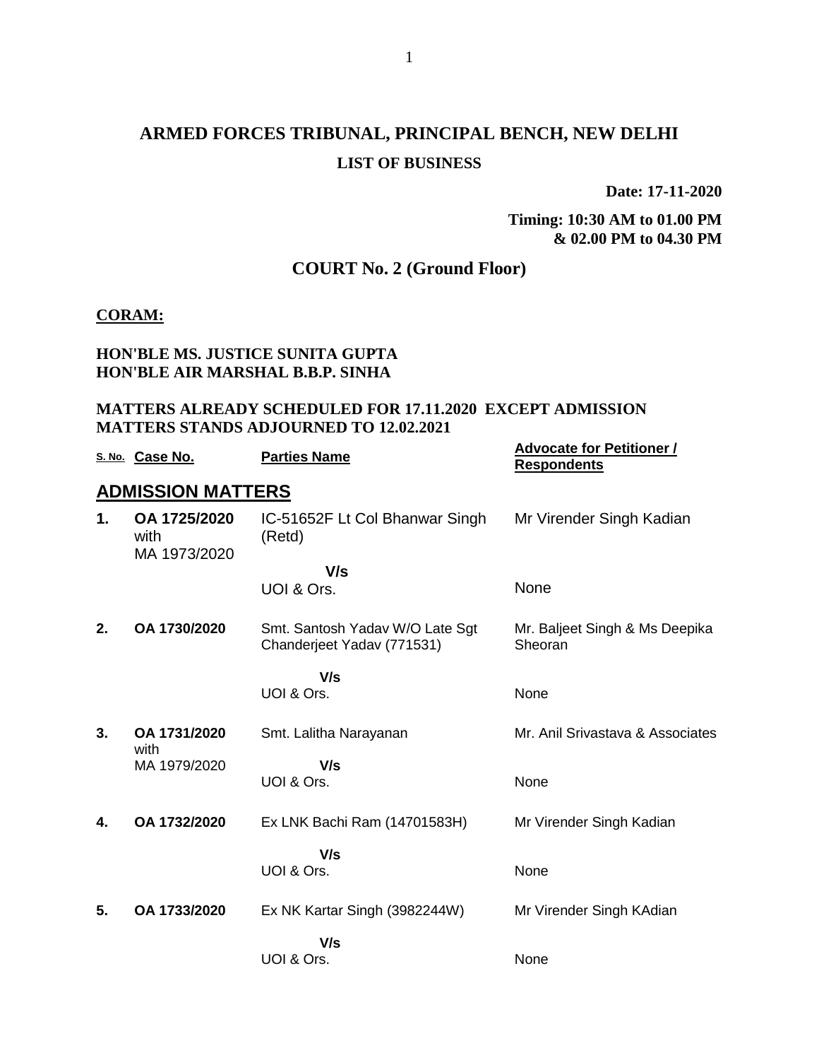# ARMED FORCES TRIBUNAL, PRINCIPAL BENCH, NEW DELHI

## LIST OF BUSINESS

**Date: 17-11-2020**

**Timing: 10:30 AM to 01.00 PM & 02.00 PM to 04.30 PM**

## COURT No. 2 (Ground Floor)

**CORAM:**

**HON'BLE MS. JUSTICE SUNITA GUPTA**
**HON'BLE AIR MARSHAL B.B.P. SINHA**

**MATTERS ALREADY SCHEDULED FOR 17.11.2020 EXCEPT ADMISSION MATTERS STANDS ADJOURNED TO 12.02.2021**

| S. No. | Case No. | Parties Name | Advocate for Petitioner / Respondents |
|---|---|---|---|
| | **ADMISSION MATTERS** | | |
| **1.** | **OA 1725/2020** with MA 1973/2020 | IC-51652F Lt Col Bhanwar Singh (Retd) | Mr Virender Singh Kadian |
| | | **V/s** | |
| | | UOI & Ors. | None |
| **2.** | **OA 1730/2020** | Smt. Santosh Yadav W/O Late Sgt Chanderjeet Yadav (771531) | Mr. Baljeet Singh & Ms Deepika Sheoran |
| | | **V/s** | |
| | | UOI & Ors. | None |
| **3.** | **OA 1731/2020** with MA 1979/2020 | Smt. Lalitha Narayanan | Mr. Anil Srivastava & Associates |
| | | **V/s** | |
| | | UOI & Ors. | None |
| **4.** | **OA 1732/2020** | Ex LNK Bachi Ram (14701583H) | Mr Virender Singh Kadian |
| | | **V/s** | |
| | | UOI & Ors. | None |
| **5.** | **OA 1733/2020** | Ex NK Kartar Singh (3982244W) | Mr Virender Singh KAdian |
| | | **V/s** | |
| | | UOI & Ors. | None |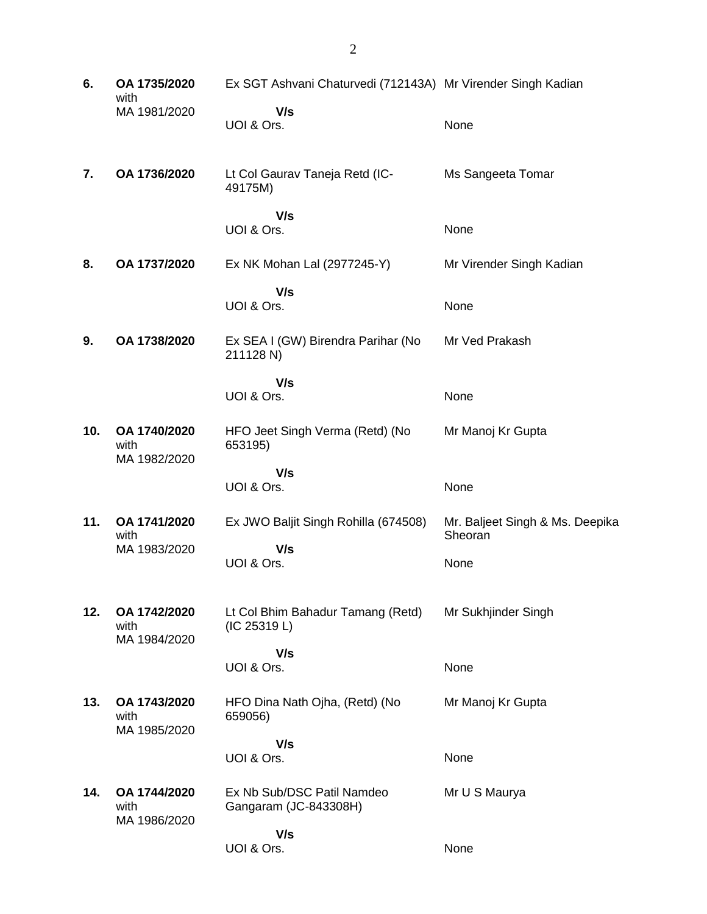| | | | |
|---|---|---|---|
| **6.** | **OA 1735/2020** with MA 1981/2020 | Ex SGT Ashvani Chaturvedi (712143A)<br>**V/s**<br>UOI & Ors. | Mr Virender Singh Kadian<br><br>None |
| **7.** | **OA 1736/2020** | Lt Col Gaurav Taneja Retd (IC-49175M)<br>**V/s**<br>UOI & Ors. | Ms Sangeeta Tomar<br><br>None |
| **8.** | **OA 1737/2020** | Ex NK Mohan Lal (2977245-Y)<br>**V/s**<br>UOI & Ors. | Mr Virender Singh Kadian<br><br>None |
| **9.** | **OA 1738/2020** | Ex SEA I (GW) Birendra Parihar (No 211128 N)<br>**V/s**<br>UOI & Ors. | Mr Ved Prakash<br><br>None |
| **10.** | **OA 1740/2020** with MA 1982/2020 | HFO Jeet Singh Verma (Retd) (No 653195)<br>**V/s**<br>UOI & Ors. | Mr Manoj Kr Gupta<br><br>None |
| **11.** | **OA 1741/2020** with MA 1983/2020 | Ex JWO Baljit Singh Rohilla (674508)<br>**V/s**<br>UOI & Ors. | Mr. Baljeet Singh & Ms. Deepika Sheoran<br><br>None |
| **12.** | **OA 1742/2020** with MA 1984/2020 | Lt Col Bhim Bahadur Tamang (Retd) (IC 25319 L)<br>**V/s**<br>UOI & Ors. | Mr Sukhjinder Singh<br><br>None |
| **13.** | **OA 1743/2020** with MA 1985/2020 | HFO Dina Nath Ojha, (Retd) (No 659056)<br>**V/s**<br>UOI & Ors. | Mr Manoj Kr Gupta<br><br>None |
| **14.** | **OA 1744/2020** with MA 1986/2020 | Ex Nb Sub/DSC Patil Namdeo Gangaram (JC-843308H)<br>**V/s**<br>UOI & Ors. | Mr U S Maurya<br><br>None |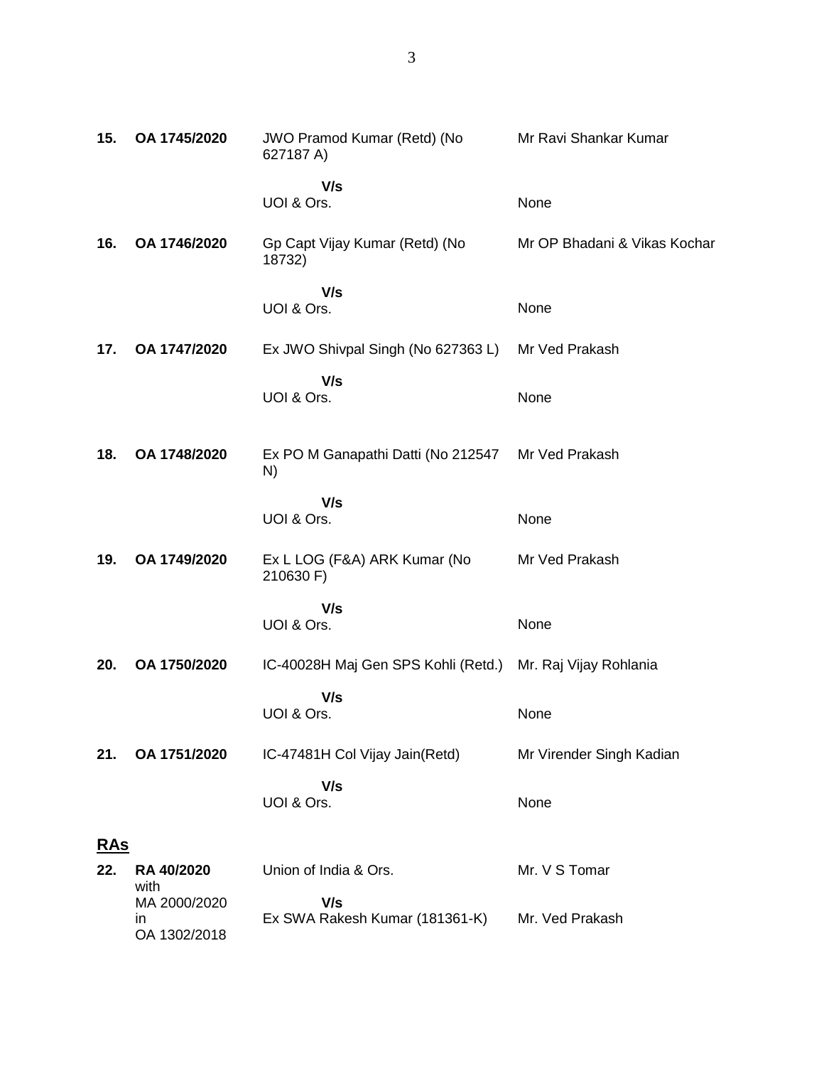| | | | |
|---|---|---|---|
| **15.** | **OA 1745/2020** | JWO Pramod Kumar (Retd) (No 627187 A) | Mr Ravi Shankar Kumar |
| | | **V/s** | |
| | | UOI & Ors. | None |
| **16.** | **OA 1746/2020** | Gp Capt Vijay Kumar (Retd) (No 18732) | Mr OP Bhadani & Vikas Kochar |
| | | **V/s** | |
| | | UOI & Ors. | None |
| **17.** | **OA 1747/2020** | Ex JWO Shivpal Singh (No 627363 L) | Mr Ved Prakash |
| | | **V/s** | |
| | | UOI & Ors. | None |
| **18.** | **OA 1748/2020** | Ex PO M Ganapathi Datti (No 212547 N) | Mr Ved Prakash |
| | | **V/s** | |
| | | UOI & Ors. | None |
| **19.** | **OA 1749/2020** | Ex L LOG (F&A) ARK Kumar (No 210630 F) | Mr Ved Prakash |
| | | **V/s** | |
| | | UOI & Ors. | None |
| **20.** | **OA 1750/2020** | IC-40028H Maj Gen SPS Kohli (Retd.) | Mr. Raj Vijay Rohlania |
| | | **V/s** | |
| | | UOI & Ors. | None |
| **21.** | **OA 1751/2020** | IC-47481H Col Vijay Jain(Retd) | Mr Virender Singh Kadian |
| | | **V/s** | |
| | | UOI & Ors. | None |

## RAs

| | | | |
|---|---|---|---|
| **22.** | **RA 40/2020** with MA 2000/2020 in OA 1302/2018 | Union of India & Ors. | Mr. V S Tomar |
| | | **V/s** | |
| | | Ex SWA Rakesh Kumar (181361-K) | Mr. Ved Prakash |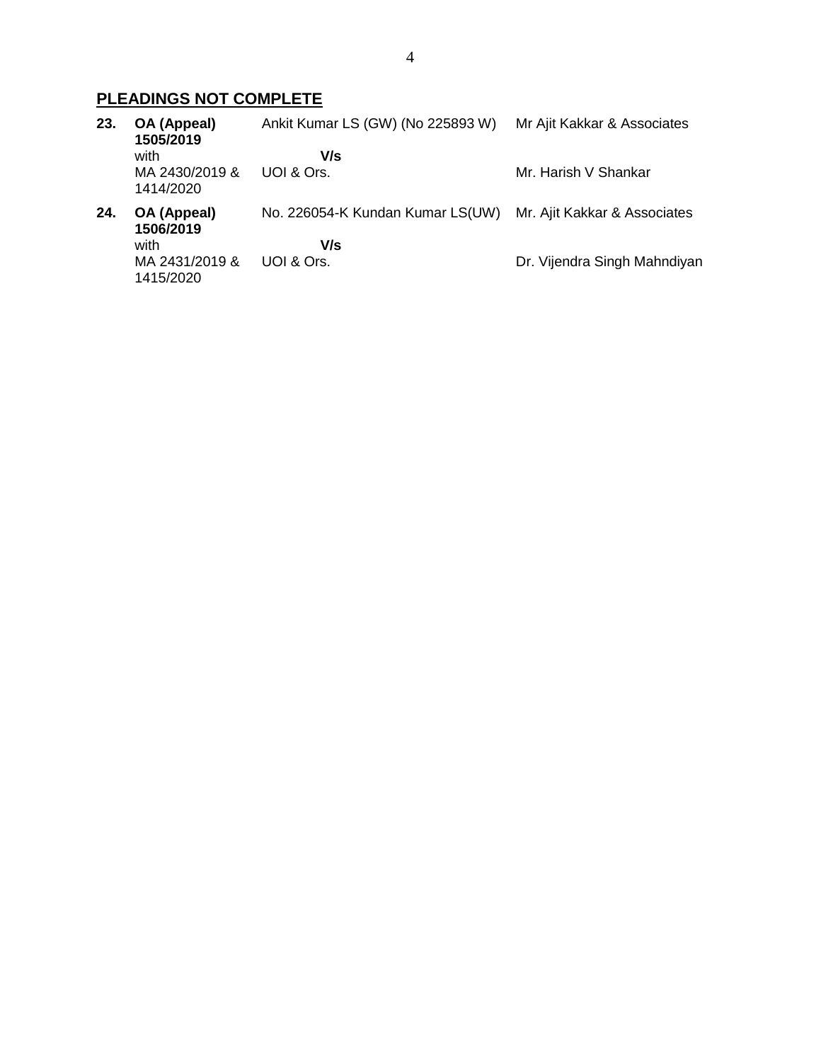## PLEADINGS NOT COMPLETE

| | | | |
|---|---|---|---|
| **23.** | **OA (Appeal) 1505/2019** with MA 2430/2019 & 1414/2020 | Ankit Kumar LS (GW) (No 225893 W) **V/s** UOI & Ors. | Mr Ajit Kakkar & Associates<br>Mr. Harish V Shankar |
| **24.** | **OA (Appeal) 1506/2019** with MA 2431/2019 & 1415/2020 | No. 226054-K Kundan Kumar LS(UW) **V/s** UOI & Ors. | Mr. Ajit Kakkar & Associates<br>Dr. Vijendra Singh Mahndiyan |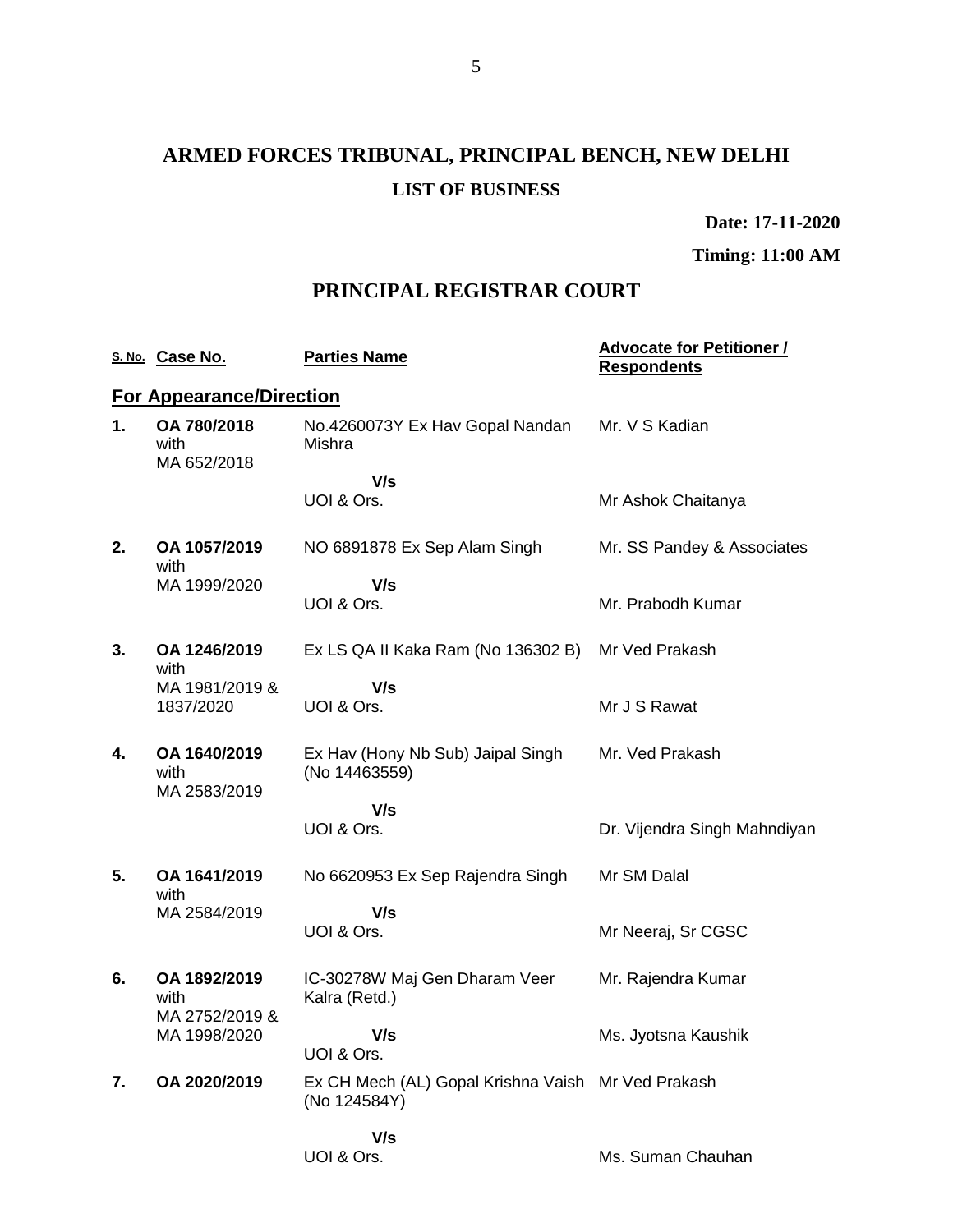# ARMED FORCES TRIBUNAL, PRINCIPAL BENCH, NEW DELHI

## LIST OF BUSINESS

**Date: 17-11-2020**

**Timing: 11:00 AM**

## PRINCIPAL REGISTRAR COURT

| S. No. | Case No. | Parties Name | Advocate for Petitioner / Respondents |
|---|---|---|---|
| **For Appearance/Direction** | | | |
| **1.** | **OA 780/2018** with MA 652/2018 | No.4260073Y Ex Hav Gopal Nandan Mishra<br>**V/s**<br>UOI & Ors. | Mr. V S Kadian<br><br>Mr Ashok Chaitanya |
| **2.** | **OA 1057/2019** with MA 1999/2020 | NO 6891878 Ex Sep Alam Singh<br>**V/s**<br>UOI & Ors. | Mr. SS Pandey & Associates<br><br>Mr. Prabodh Kumar |
| **3.** | **OA 1246/2019** with MA 1981/2019 & 1837/2020 | Ex LS QA II Kaka Ram (No 136302 B)<br>**V/s**<br>UOI & Ors. | Mr Ved Prakash<br><br>Mr J S Rawat |
| **4.** | **OA 1640/2019** with MA 2583/2019 | Ex Hav (Hony Nb Sub) Jaipal Singh (No 14463559)<br>**V/s**<br>UOI & Ors. | Mr. Ved Prakash<br><br>Dr. Vijendra Singh Mahndiyan |
| **5.** | **OA 1641/2019** with MA 2584/2019 | No 6620953 Ex Sep Rajendra Singh<br>**V/s**<br>UOI & Ors. | Mr SM Dalal<br><br>Mr Neeraj, Sr CGSC |
| **6.** | **OA 1892/2019** with MA 2752/2019 & MA 1998/2020 | IC-30278W Maj Gen Dharam Veer Kalra (Retd.)<br>**V/s**<br>UOI & Ors. | Mr. Rajendra Kumar<br><br>Ms. Jyotsna Kaushik |
| **7.** | **OA 2020/2019** | Ex CH Mech (AL) Gopal Krishna Vaish (No 124584Y)<br>**V/s**<br>UOI & Ors. | Mr Ved Prakash<br><br>Ms. Suman Chauhan |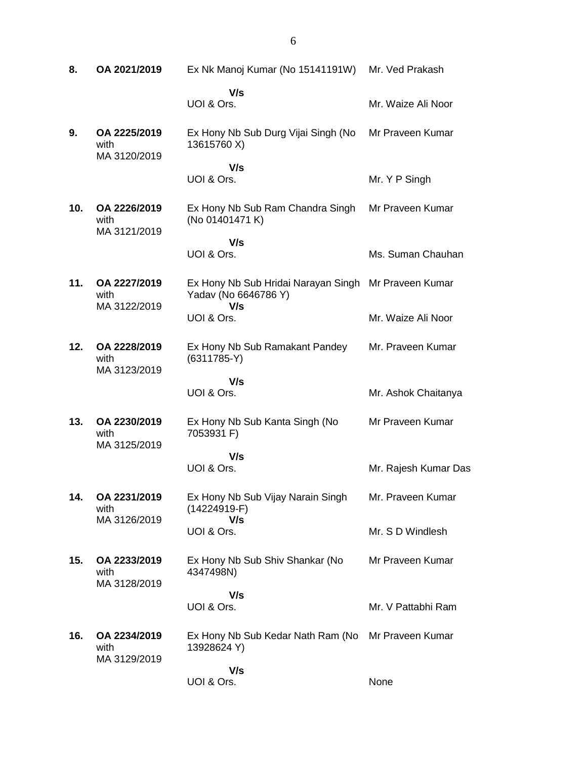| | | | |
|---|---|---|---|
| **8.** | **OA 2021/2019** | Ex Nk Manoj Kumar (No 15141191W) | Mr. Ved Prakash |
| | | **V/s** | |
| | | UOI & Ors. | Mr. Waize Ali Noor |
| **9.** | **OA 2225/2019** with MA 3120/2019 | Ex Hony Nb Sub Durg Vijai Singh (No 13615760 X) | Mr Praveen Kumar |
| | | **V/s** | |
| | | UOI & Ors. | Mr. Y P Singh |
| **10.** | **OA 2226/2019** with MA 3121/2019 | Ex Hony Nb Sub Ram Chandra Singh (No 01401471 K) | Mr Praveen Kumar |
| | | **V/s** | |
| | | UOI & Ors. | Ms. Suman Chauhan |
| **11.** | **OA 2227/2019** with MA 3122/2019 | Ex Hony Nb Sub Hridai Narayan Singh Yadav (No 6646786 Y) | Mr Praveen Kumar |
| | | **V/s** | |
| | | UOI & Ors. | Mr. Waize Ali Noor |
| **12.** | **OA 2228/2019** with MA 3123/2019 | Ex Hony Nb Sub Ramakant Pandey (6311785-Y) | Mr. Praveen Kumar |
| | | **V/s** | |
| | | UOI & Ors. | Mr. Ashok Chaitanya |
| **13.** | **OA 2230/2019** with MA 3125/2019 | Ex Hony Nb Sub Kanta Singh (No 7053931 F) | Mr Praveen Kumar |
| | | **V/s** | |
| | | UOI & Ors. | Mr. Rajesh Kumar Das |
| **14.** | **OA 2231/2019** with MA 3126/2019 | Ex Hony Nb Sub Vijay Narain Singh (14224919-F) | Mr. Praveen Kumar |
| | | **V/s** | |
| | | UOI & Ors. | Mr. S D Windlesh |
| **15.** | **OA 2233/2019** with MA 3128/2019 | Ex Hony Nb Sub Shiv Shankar (No 4347498N) | Mr Praveen Kumar |
| | | **V/s** | |
| | | UOI & Ors. | Mr. V Pattabhi Ram |
| **16.** | **OA 2234/2019** with MA 3129/2019 | Ex Hony Nb Sub Kedar Nath Ram (No 13928624 Y) | Mr Praveen Kumar |
| | | **V/s** | |
| | | UOI & Ors. | None |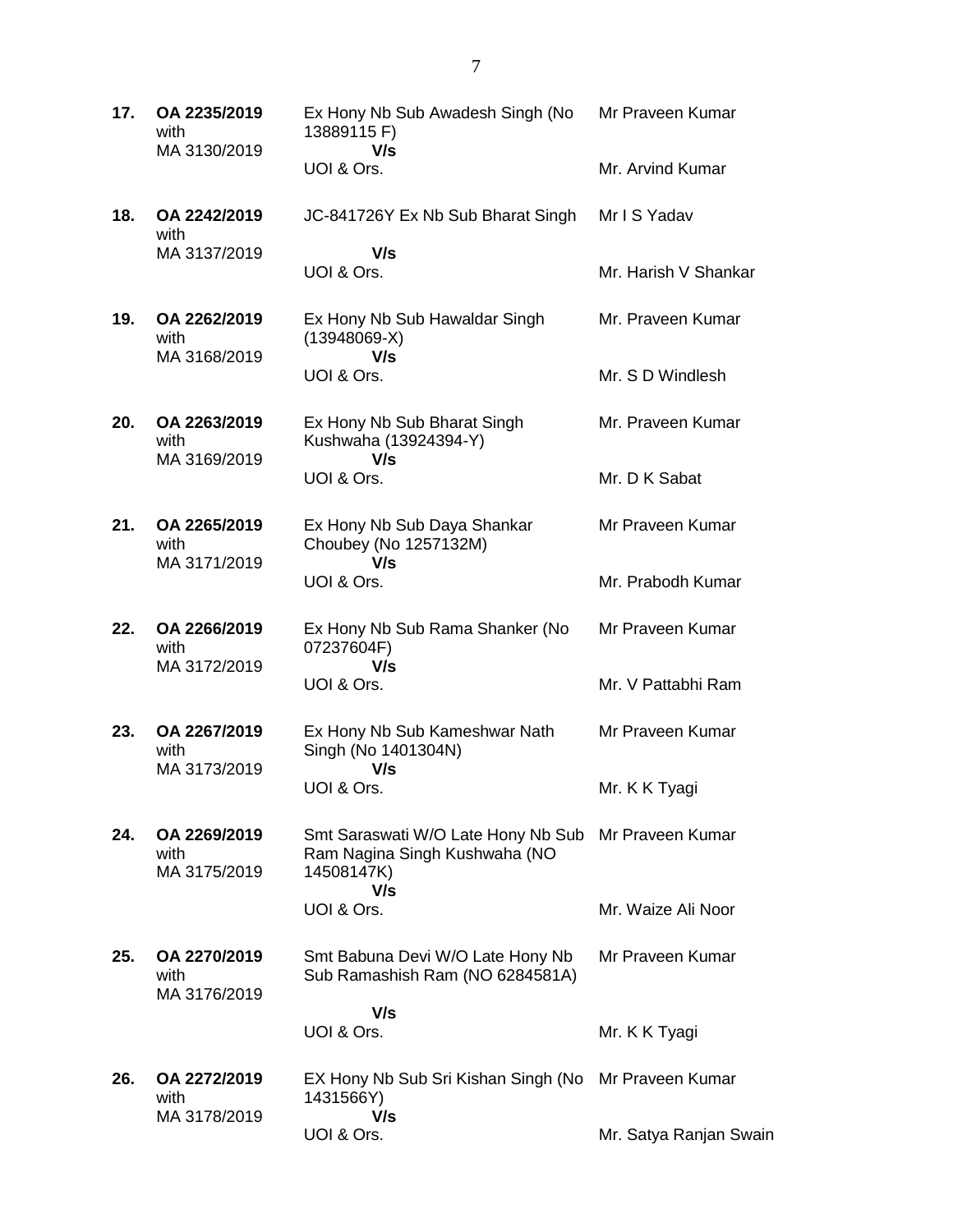| | | | |
|---|---|---|---|
| **17.** | **OA 2235/2019** with MA 3130/2019 | Ex Hony Nb Sub Awadesh Singh (No 13889115 F) **V/s** UOI & Ors. | Mr Praveen Kumar<br><br>Mr. Arvind Kumar |
| **18.** | **OA 2242/2019** with MA 3137/2019 | JC-841726Y Ex Nb Sub Bharat Singh **V/s** UOI & Ors. | Mr I S Yadav<br><br>Mr. Harish V Shankar |
| **19.** | **OA 2262/2019** with MA 3168/2019 | Ex Hony Nb Sub Hawaldar Singh (13948069-X) **V/s** UOI & Ors. | Mr. Praveen Kumar<br><br>Mr. S D Windlesh |
| **20.** | **OA 2263/2019** with MA 3169/2019 | Ex Hony Nb Sub Bharat Singh Kushwaha (13924394-Y) **V/s** UOI & Ors. | Mr. Praveen Kumar<br><br>Mr. D K Sabat |
| **21.** | **OA 2265/2019** with MA 3171/2019 | Ex Hony Nb Sub Daya Shankar Choubey (No 1257132M) **V/s** UOI & Ors. | Mr Praveen Kumar<br><br>Mr. Prabodh Kumar |
| **22.** | **OA 2266/2019** with MA 3172/2019 | Ex Hony Nb Sub Rama Shanker (No 07237604F) **V/s** UOI & Ors. | Mr Praveen Kumar<br><br>Mr. V Pattabhi Ram |
| **23.** | **OA 2267/2019** with MA 3173/2019 | Ex Hony Nb Sub Kameshwar Nath Singh (No 1401304N) **V/s** UOI & Ors. | Mr Praveen Kumar<br><br>Mr. K K Tyagi |
| **24.** | **OA 2269/2019** with MA 3175/2019 | Smt Saraswati W/O Late Hony Nb Sub Ram Nagina Singh Kushwaha (NO 14508147K) **V/s** UOI & Ors. | Mr Praveen Kumar<br><br>Mr. Waize Ali Noor |
| **25.** | **OA 2270/2019** with MA 3176/2019 | Smt Babuna Devi W/O Late Hony Nb Sub Ramashish Ram (NO 6284581A) **V/s** UOI & Ors. | Mr Praveen Kumar<br><br>Mr. K K Tyagi |
| **26.** | **OA 2272/2019** with MA 3178/2019 | EX Hony Nb Sub Sri Kishan Singh (No 1431566Y) **V/s** UOI & Ors. | Mr Praveen Kumar<br><br>Mr. Satya Ranjan Swain |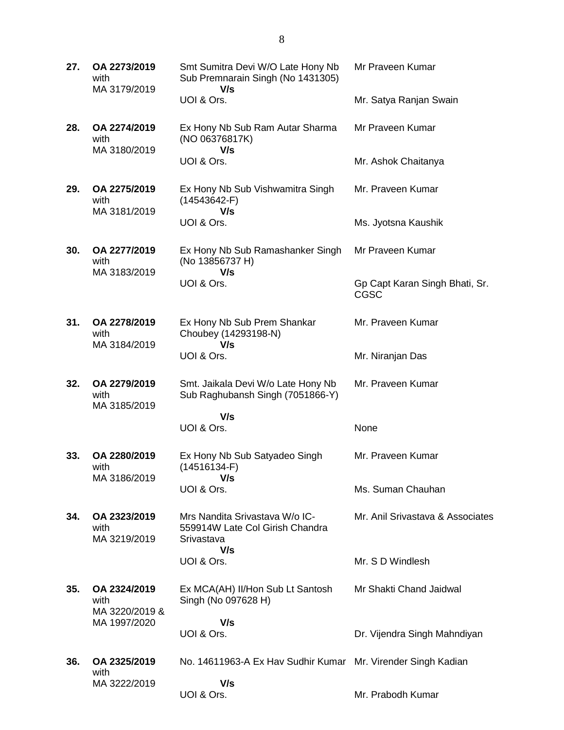| | | | |
|---|---|---|---|
| **27.** | **OA 2273/2019** with MA 3179/2019 | Smt Sumitra Devi W/O Late Hony Nb Sub Premnarain Singh (No 1431305) **V/s** UOI & Ors. | Mr Praveen Kumar<br><br>Mr. Satya Ranjan Swain |
| **28.** | **OA 2274/2019** with MA 3180/2019 | Ex Hony Nb Sub Ram Autar Sharma (NO 06376817K) **V/s** UOI & Ors. | Mr Praveen Kumar<br><br>Mr. Ashok Chaitanya |
| **29.** | **OA 2275/2019** with MA 3181/2019 | Ex Hony Nb Sub Vishwamitra Singh (14543642-F) **V/s** UOI & Ors. | Mr. Praveen Kumar<br><br>Ms. Jyotsna Kaushik |
| **30.** | **OA 2277/2019** with MA 3183/2019 | Ex Hony Nb Sub Ramashanker Singh (No 13856737 H) **V/s** UOI & Ors. | Mr Praveen Kumar<br><br>Gp Capt Karan Singh Bhati, Sr. CGSC |
| **31.** | **OA 2278/2019** with MA 3184/2019 | Ex Hony Nb Sub Prem Shankar Choubey (14293198-N) **V/s** UOI & Ors. | Mr. Praveen Kumar<br><br>Mr. Niranjan Das |
| **32.** | **OA 2279/2019** with MA 3185/2019 | Smt. Jaikala Devi W/o Late Hony Nb Sub Raghubansh Singh (7051866-Y) **V/s** UOI & Ors. | Mr. Praveen Kumar<br><br>None |
| **33.** | **OA 2280/2019** with MA 3186/2019 | Ex Hony Nb Sub Satyadeo Singh (14516134-F) **V/s** UOI & Ors. | Mr. Praveen Kumar<br><br>Ms. Suman Chauhan |
| **34.** | **OA 2323/2019** with MA 3219/2019 | Mrs Nandita Srivastava W/o IC-559914W Late Col Girish Chandra Srivastava **V/s** UOI & Ors. | Mr. Anil Srivastava & Associates<br><br>Mr. S D Windlesh |
| **35.** | **OA 2324/2019** with MA 3220/2019 & MA 1997/2020 | Ex MCA(AH) II/Hon Sub Lt Santosh Singh (No 097628 H) **V/s** UOI & Ors. | Mr Shakti Chand Jaidwal<br><br>Dr. Vijendra Singh Mahndiyan |
| **36.** | **OA 2325/2019** with MA 3222/2019 | No. 14611963-A Ex Hav Sudhir Kumar **V/s** UOI & Ors. | Mr. Virender Singh Kadian<br><br>Mr. Prabodh Kumar |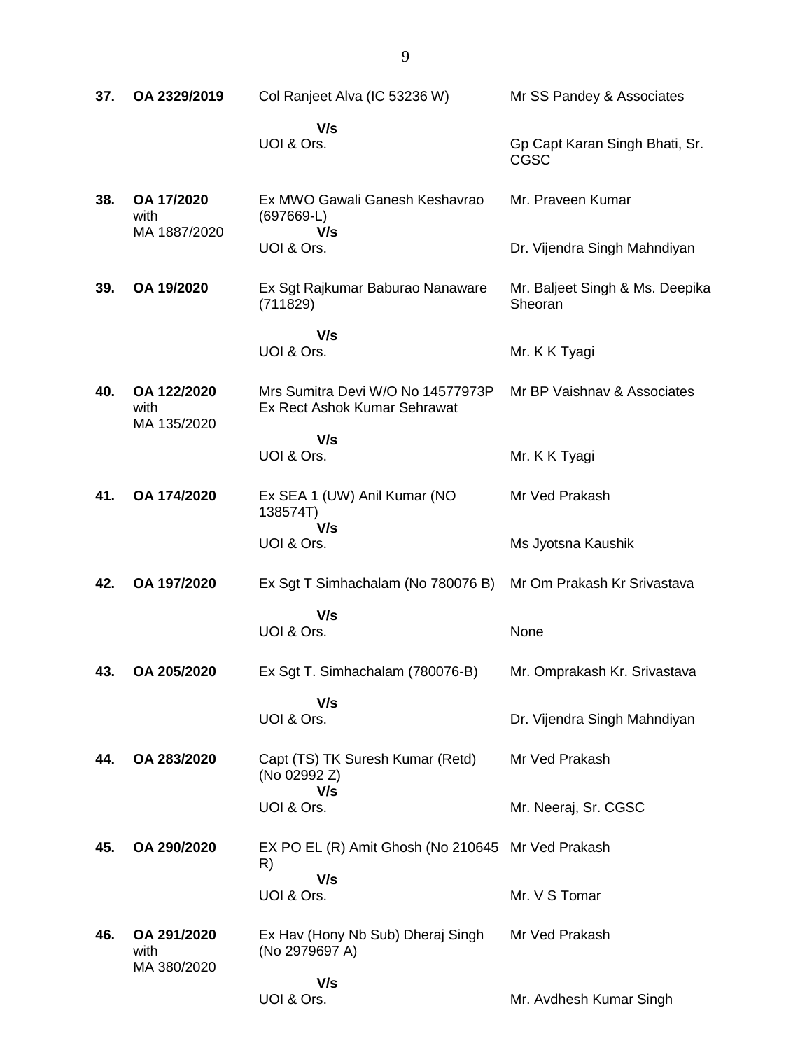| | | | |
|---|---|---|---|
| **37.** | **OA 2329/2019** | Col Ranjeet Alva (IC 53236 W)<br><br>**V/s**<br>UOI & Ors. | Mr SS Pandey & Associates<br><br>Gp Capt Karan Singh Bhati, Sr. CGSC |
| **38.** | **OA 17/2020** with MA 1887/2020 | Ex MWO Gawali Ganesh Keshavrao (697669-L)<br>**V/s**<br>UOI & Ors. | Mr. Praveen Kumar<br><br>Dr. Vijendra Singh Mahndiyan |
| **39.** | **OA 19/2020** | Ex Sgt Rajkumar Baburao Nanaware (711829)<br><br>**V/s**<br>UOI & Ors. | Mr. Baljeet Singh & Ms. Deepika Sheoran<br><br>Mr. K K Tyagi |
| **40.** | **OA 122/2020** with MA 135/2020 | Mrs Sumitra Devi W/O No 14577973P Ex Rect Ashok Kumar Sehrawat<br><br>**V/s**<br>UOI & Ors. | Mr BP Vaishnav & Associates<br><br>Mr. K K Tyagi |
| **41.** | **OA 174/2020** | Ex SEA 1 (UW) Anil Kumar (NO 138574T)<br>**V/s**<br>UOI & Ors. | Mr Ved Prakash<br><br>Ms Jyotsna Kaushik |
| **42.** | **OA 197/2020** | Ex Sgt T Simhachalam (No 780076 B)<br><br>**V/s**<br>UOI & Ors. | Mr Om Prakash Kr Srivastava<br><br>None |
| **43.** | **OA 205/2020** | Ex Sgt T. Simhachalam (780076-B)<br><br>**V/s**<br>UOI & Ors. | Mr. Omprakash Kr. Srivastava<br><br>Dr. Vijendra Singh Mahndiyan |
| **44.** | **OA 283/2020** | Capt (TS) TK Suresh Kumar (Retd) (No 02992 Z)<br>**V/s**<br>UOI & Ors. | Mr Ved Prakash<br><br>Mr. Neeraj, Sr. CGSC |
| **45.** | **OA 290/2020** | EX PO EL (R) Amit Ghosh (No 210645 R)<br>**V/s**<br>UOI & Ors. | Mr Ved Prakash<br><br>Mr. V S Tomar |
| **46.** | **OA 291/2020** with MA 380/2020 | Ex Hav (Hony Nb Sub) Dheraj Singh (No 2979697 A)<br><br>**V/s**<br>UOI & Ors. | Mr Ved Prakash<br><br>Mr. Avdhesh Kumar Singh |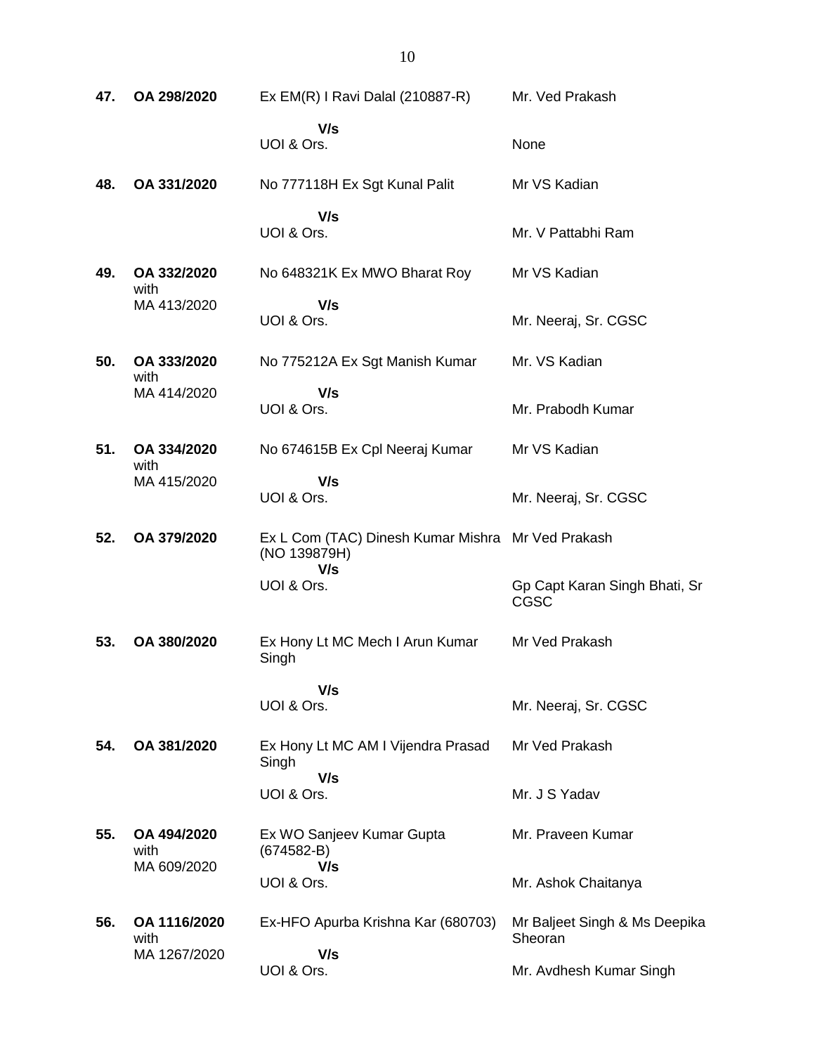| | | | |
|---|---|---|---|
| **47.** | **OA 298/2020** | Ex EM(R) I Ravi Dalal (210887-R) | Mr. Ved Prakash |
| | | **V/s** | |
| | | UOI & Ors. | None |
| **48.** | **OA 331/2020** | No 777118H Ex Sgt Kunal Palit | Mr VS Kadian |
| | | **V/s** | |
| | | UOI & Ors. | Mr. V Pattabhi Ram |
| **49.** | **OA 332/2020** with MA 413/2020 | No 648321K Ex MWO Bharat Roy | Mr VS Kadian |
| | | **V/s** | |
| | | UOI & Ors. | Mr. Neeraj, Sr. CGSC |
| **50.** | **OA 333/2020** with MA 414/2020 | No 775212A Ex Sgt Manish Kumar | Mr. VS Kadian |
| | | **V/s** | |
| | | UOI & Ors. | Mr. Prabodh Kumar |
| **51.** | **OA 334/2020** with MA 415/2020 | No 674615B Ex Cpl Neeraj Kumar | Mr VS Kadian |
| | | **V/s** | |
| | | UOI & Ors. | Mr. Neeraj, Sr. CGSC |
| **52.** | **OA 379/2020** | Ex L Com (TAC) Dinesh Kumar Mishra (NO 139879H) | Mr Ved Prakash |
| | | **V/s** | |
| | | UOI & Ors. | Gp Capt Karan Singh Bhati, Sr CGSC |
| **53.** | **OA 380/2020** | Ex Hony Lt MC Mech I Arun Kumar Singh | Mr Ved Prakash |
| | | **V/s** | |
| | | UOI & Ors. | Mr. Neeraj, Sr. CGSC |
| **54.** | **OA 381/2020** | Ex Hony Lt MC AM I Vijendra Prasad Singh | Mr Ved Prakash |
| | | **V/s** | |
| | | UOI & Ors. | Mr. J S Yadav |
| **55.** | **OA 494/2020** with MA 609/2020 | Ex WO Sanjeev Kumar Gupta (674582-B) | Mr. Praveen Kumar |
| | | **V/s** | |
| | | UOI & Ors. | Mr. Ashok Chaitanya |
| **56.** | **OA 1116/2020** with MA 1267/2020 | Ex-HFO Apurba Krishna Kar (680703) | Mr Baljeet Singh & Ms Deepika Sheoran |
| | | **V/s** | |
| | | UOI & Ors. | Mr. Avdhesh Kumar Singh |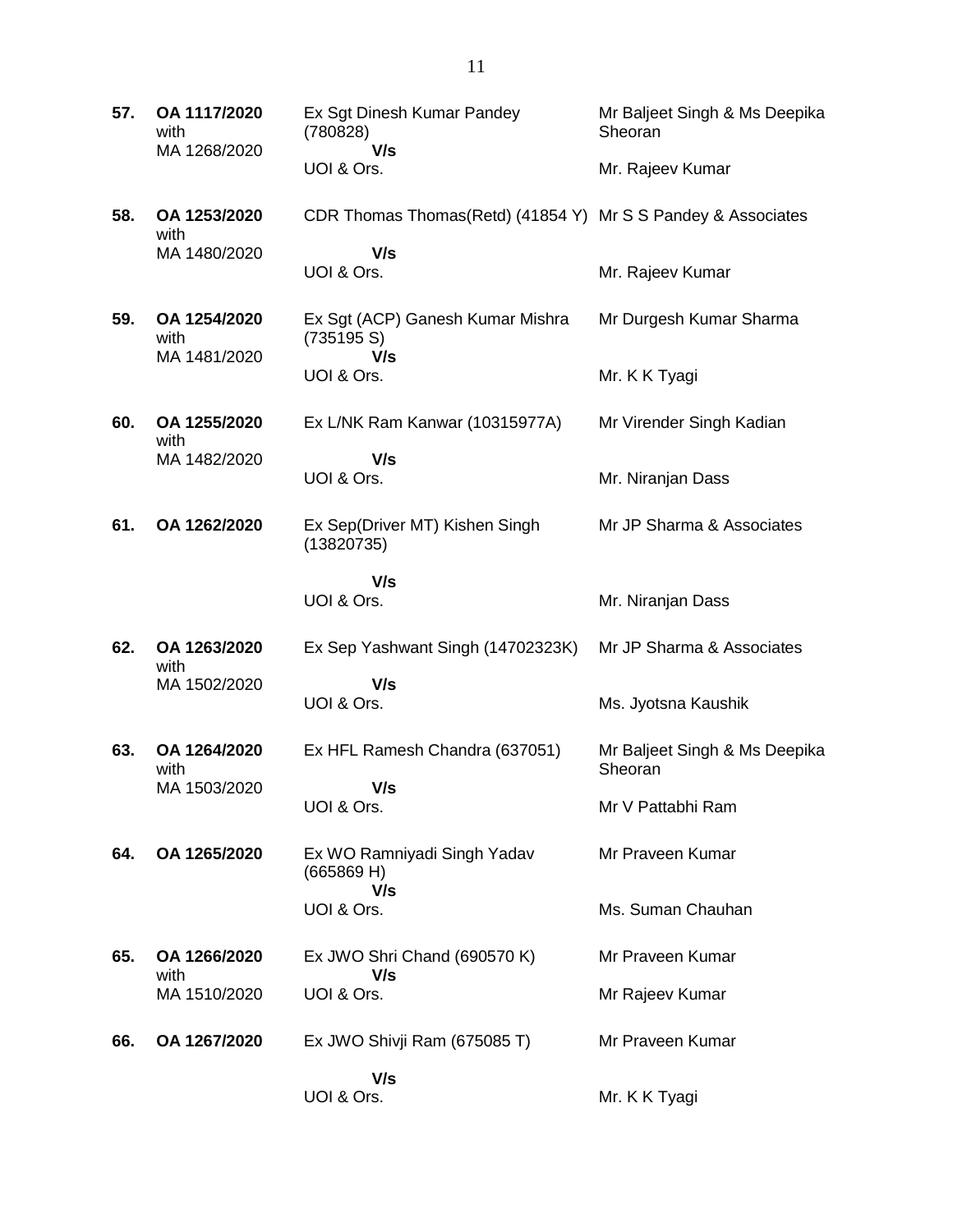| | | | |
|---|---|---|---|
| **57.** | **OA 1117/2020** with MA 1268/2020 | Ex Sgt Dinesh Kumar Pandey (780828) **V/s** UOI & Ors. | Mr Baljeet Singh & Ms Deepika Sheoran<br>Mr. Rajeev Kumar |
| **58.** | **OA 1253/2020** with MA 1480/2020 | CDR Thomas Thomas(Retd) (41854 Y) **V/s** UOI & Ors. | Mr S S Pandey & Associates<br>Mr. Rajeev Kumar |
| **59.** | **OA 1254/2020** with MA 1481/2020 | Ex Sgt (ACP) Ganesh Kumar Mishra (735195 S) **V/s** UOI & Ors. | Mr Durgesh Kumar Sharma<br>Mr. K K Tyagi |
| **60.** | **OA 1255/2020** with MA 1482/2020 | Ex L/NK Ram Kanwar (10315977A) **V/s** UOI & Ors. | Mr Virender Singh Kadian<br>Mr. Niranjan Dass |
| **61.** | **OA 1262/2020** | Ex Sep(Driver MT) Kishen Singh (13820735) **V/s** UOI & Ors. | Mr JP Sharma & Associates<br>Mr. Niranjan Dass |
| **62.** | **OA 1263/2020** with MA 1502/2020 | Ex Sep Yashwant Singh (14702323K) **V/s** UOI & Ors. | Mr JP Sharma & Associates<br>Ms. Jyotsna Kaushik |
| **63.** | **OA 1264/2020** with MA 1503/2020 | Ex HFL Ramesh Chandra (637051) **V/s** UOI & Ors. | Mr Baljeet Singh & Ms Deepika Sheoran<br>Mr V Pattabhi Ram |
| **64.** | **OA 1265/2020** | Ex WO Ramniyadi Singh Yadav (665869 H) **V/s** UOI & Ors. | Mr Praveen Kumar<br>Ms. Suman Chauhan |
| **65.** | **OA 1266/2020** with MA 1510/2020 | Ex JWO Shri Chand (690570 K) **V/s** UOI & Ors. | Mr Praveen Kumar<br>Mr Rajeev Kumar |
| **66.** | **OA 1267/2020** | Ex JWO Shivji Ram (675085 T) **V/s** UOI & Ors. | Mr Praveen Kumar<br>Mr. K K Tyagi |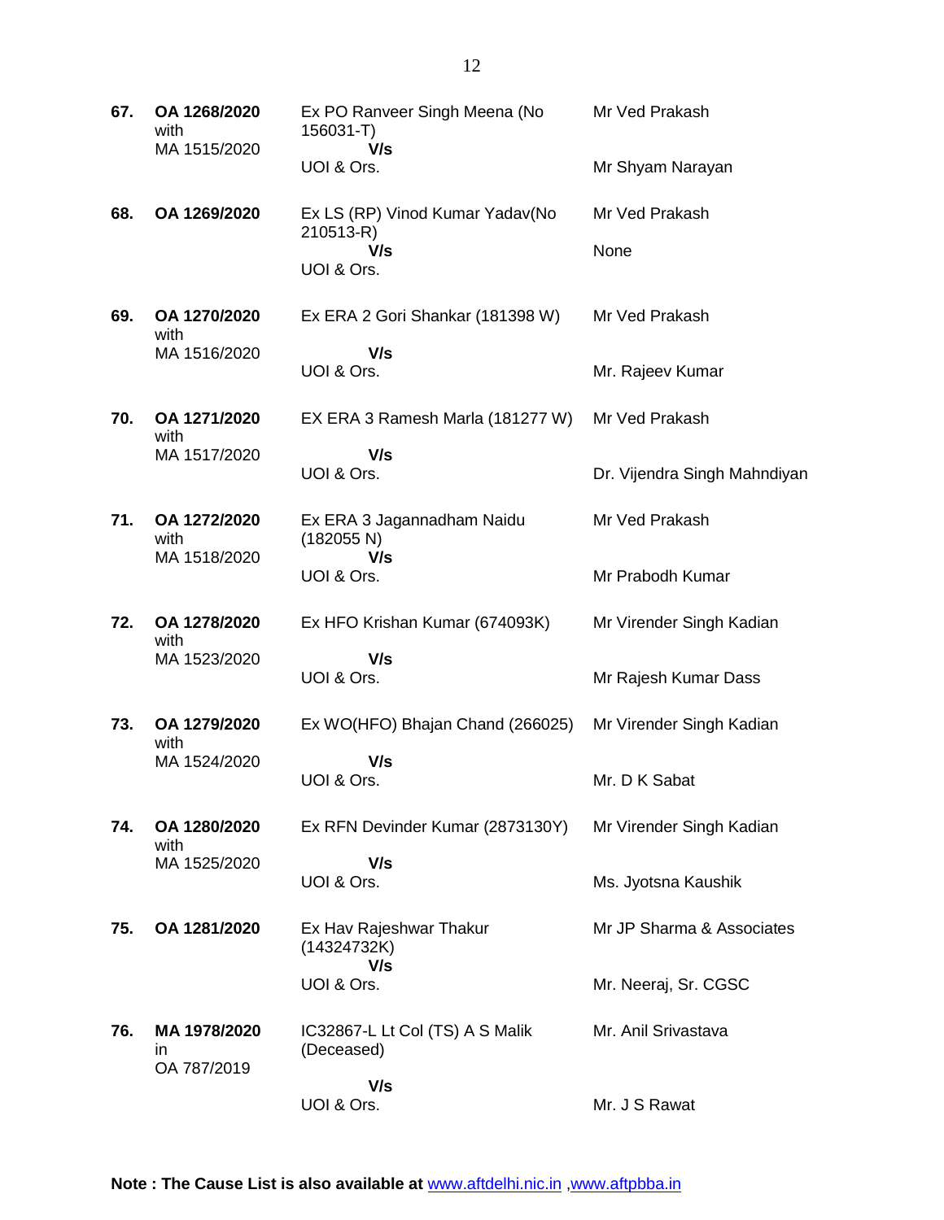| | | | |
|---|---|---|---|
| **67.** | **OA 1268/2020** with MA 1515/2020 | Ex PO Ranveer Singh Meena (No 156031-T) **V/s** UOI & Ors. | Mr Ved Prakash<br><br>Mr Shyam Narayan |
| **68.** | **OA 1269/2020** | Ex LS (RP) Vinod Kumar Yadav(No 210513-R) **V/s** UOI & Ors. | Mr Ved Prakash<br><br>None |
| **69.** | **OA 1270/2020** with MA 1516/2020 | Ex ERA 2 Gori Shankar (181398 W) **V/s** UOI & Ors. | Mr Ved Prakash<br><br>Mr. Rajeev Kumar |
| **70.** | **OA 1271/2020** with MA 1517/2020 | EX ERA 3 Ramesh Marla (181277 W) **V/s** UOI & Ors. | Mr Ved Prakash<br><br>Dr. Vijendra Singh Mahndiyan |
| **71.** | **OA 1272/2020** with MA 1518/2020 | Ex ERA 3 Jagannadham Naidu (182055 N) **V/s** UOI & Ors. | Mr Ved Prakash<br><br>Mr Prabodh Kumar |
| **72.** | **OA 1278/2020** with MA 1523/2020 | Ex HFO Krishan Kumar (674093K) **V/s** UOI & Ors. | Mr Virender Singh Kadian<br><br>Mr Rajesh Kumar Dass |
| **73.** | **OA 1279/2020** with MA 1524/2020 | Ex WO(HFO) Bhajan Chand (266025) **V/s** UOI & Ors. | Mr Virender Singh Kadian<br><br>Mr. D K Sabat |
| **74.** | **OA 1280/2020** with MA 1525/2020 | Ex RFN Devinder Kumar (2873130Y) **V/s** UOI & Ors. | Mr Virender Singh Kadian<br><br>Ms. Jyotsna Kaushik |
| **75.** | **OA 1281/2020** | Ex Hav Rajeshwar Thakur (14324732K) **V/s** UOI & Ors. | Mr JP Sharma & Associates<br><br>Mr. Neeraj, Sr. CGSC |
| **76.** | **MA 1978/2020** in OA 787/2019 | IC32867-L Lt Col (TS) A S Malik (Deceased) **V/s** UOI & Ors. | Mr. Anil Srivastava<br><br>Mr. J S Rawat |

**Note : The Cause List is also available at** www.aftdelhi.nic.in ,www.aftpbba.in